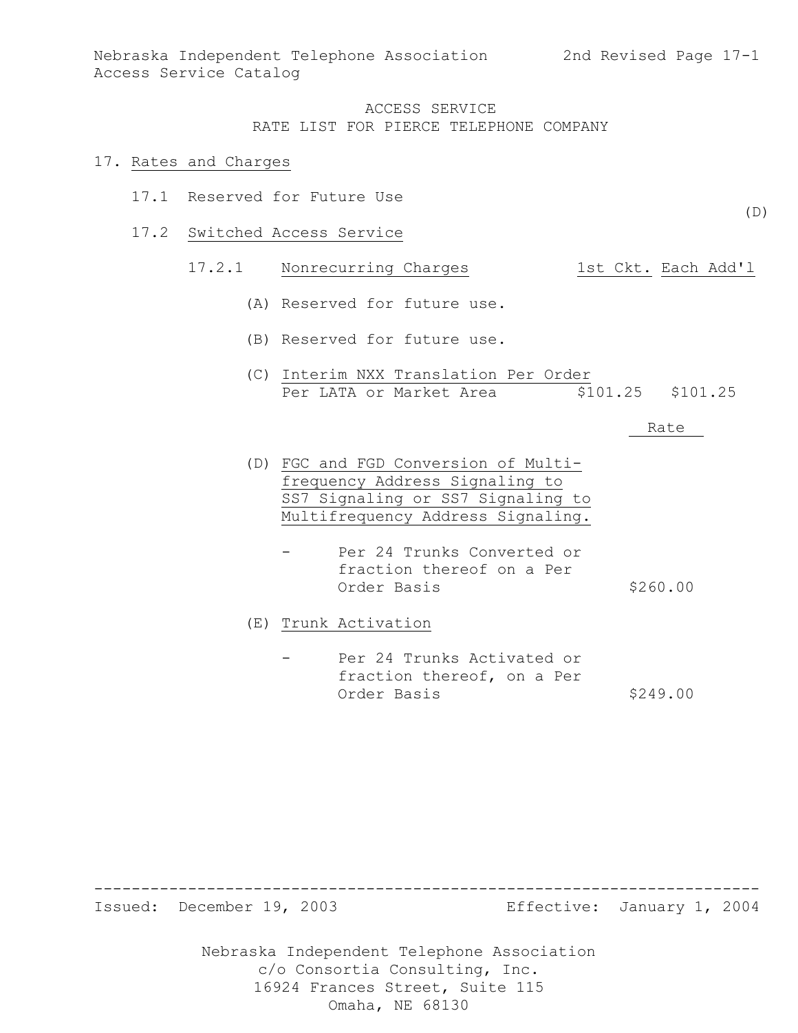Nebraska Independent Telephone Association
Access Service Catalog

2nd Revised Page 17-1

ACCESS SERVICE
RATE LIST FOR PIERCE TELEPHONE COMPANY

# 17. Rates and Charges

## 17.1 Reserved for Future Use

(D)

## 17.2 Switched Access Service

### 17.2.1 Nonrecurring Charges

| | 1st Ckt. | Each Add'l |
|---|---|---|
| (A) Reserved for future use. | | |
| (B) Reserved for future use. | | |
| (C) Interim NXX Translation Per Order Per LATA or Market Area | $101.25 | $101.25 |

| | Rate |
|---|---|
| (D) FGC and FGD Conversion of Multi-frequency Address Signaling to SS7 Signaling or SS7 Signaling to Multifrequency Address Signaling. | |
| - Per 24 Trunks Converted or fraction thereof on a Per Order Basis | $260.00 |
| (E) Trunk Activation | |
| - Per 24 Trunks Activated or fraction thereof, on a Per Order Basis | $249.00 |

Issued: December 19, 2003 Effective: January 1, 2004

Nebraska Independent Telephone Association
c/o Consortia Consulting, Inc.
16924 Frances Street, Suite 115
Omaha, NE 68130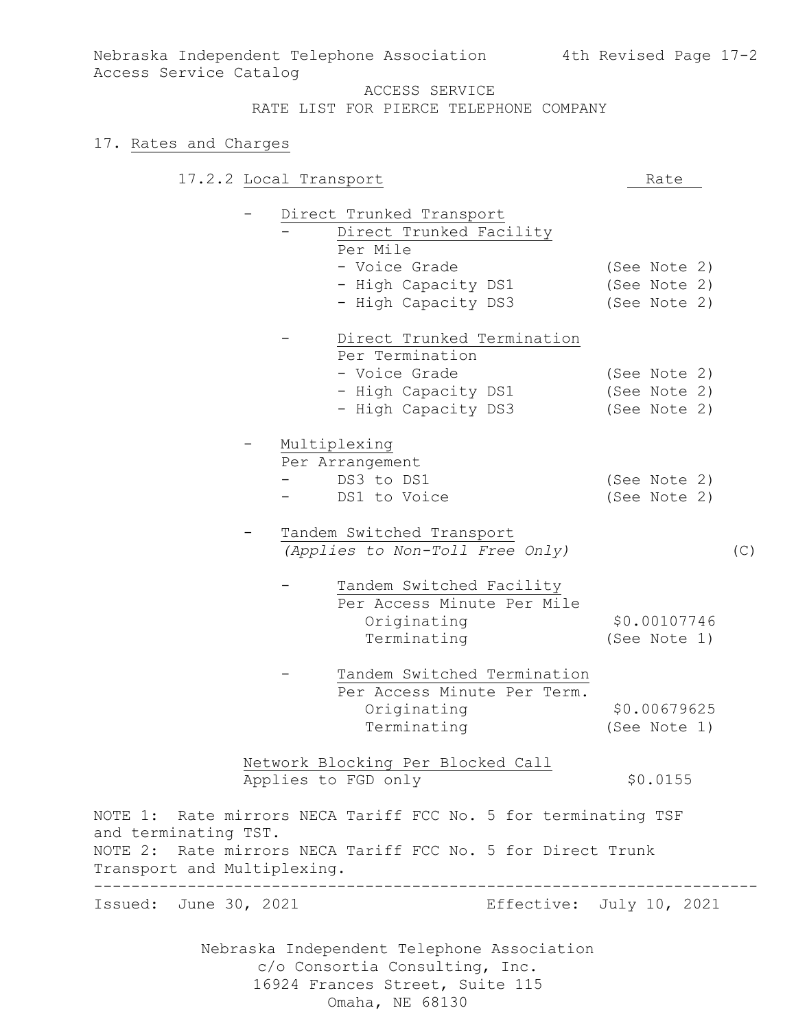ACCESS SERVICE
RATE LIST FOR PIERCE TELEPHONE COMPANY

## 17. Rates and Charges

### 17.2.2 Local Transport

| | Rate |
|---|---|
| - Direct Trunked Transport | |
| &nbsp;&nbsp;- Direct Trunked Facility | |
| &nbsp;&nbsp;&nbsp;&nbsp;Per Mile | |
| &nbsp;&nbsp;&nbsp;&nbsp;- Voice Grade | (See Note 2) |
| &nbsp;&nbsp;&nbsp;&nbsp;- High Capacity DS1 | (See Note 2) |
| &nbsp;&nbsp;&nbsp;&nbsp;- High Capacity DS3 | (See Note 2) |
| &nbsp;&nbsp;- Direct Trunked Termination | |
| &nbsp;&nbsp;&nbsp;&nbsp;Per Termination | |
| &nbsp;&nbsp;&nbsp;&nbsp;- Voice Grade | (See Note 2) |
| &nbsp;&nbsp;&nbsp;&nbsp;- High Capacity DS1 | (See Note 2) |
| &nbsp;&nbsp;&nbsp;&nbsp;- High Capacity DS3 | (See Note 2) |
| - Multiplexing | |
| &nbsp;&nbsp;Per Arrangement | |
| &nbsp;&nbsp;- DS3 to DS1 | (See Note 2) |
| &nbsp;&nbsp;- DS1 to Voice | (See Note 2) |
| - Tandem Switched Transport *(Applies to Non-Toll Free Only)* (C) | |
| &nbsp;&nbsp;- Tandem Switched Facility | |
| &nbsp;&nbsp;&nbsp;&nbsp;Per Access Minute Per Mile | |
| &nbsp;&nbsp;&nbsp;&nbsp;&nbsp;&nbsp;Originating | \$0.00107746 |
| &nbsp;&nbsp;&nbsp;&nbsp;&nbsp;&nbsp;Terminating | (See Note 1) |
| &nbsp;&nbsp;- Tandem Switched Termination | |
| &nbsp;&nbsp;&nbsp;&nbsp;Per Access Minute Per Term. | |
| &nbsp;&nbsp;&nbsp;&nbsp;&nbsp;&nbsp;Originating | \$0.00679625 |
| &nbsp;&nbsp;&nbsp;&nbsp;&nbsp;&nbsp;Terminating | (See Note 1) |
| Network Blocking Per Blocked Call | |
| Applies to FGD only | \$0.0155 |

NOTE 1: Rate mirrors NECA Tariff FCC No. 5 for terminating TSF and terminating TST.
NOTE 2: Rate mirrors NECA Tariff FCC No. 5 for Direct Trunk Transport and Multiplexing.

Issued: June 30, 2021 Effective: July 10, 2021

Nebraska Independent Telephone Association
c/o Consortia Consulting, Inc.
16924 Frances Street, Suite 115
Omaha, NE 68130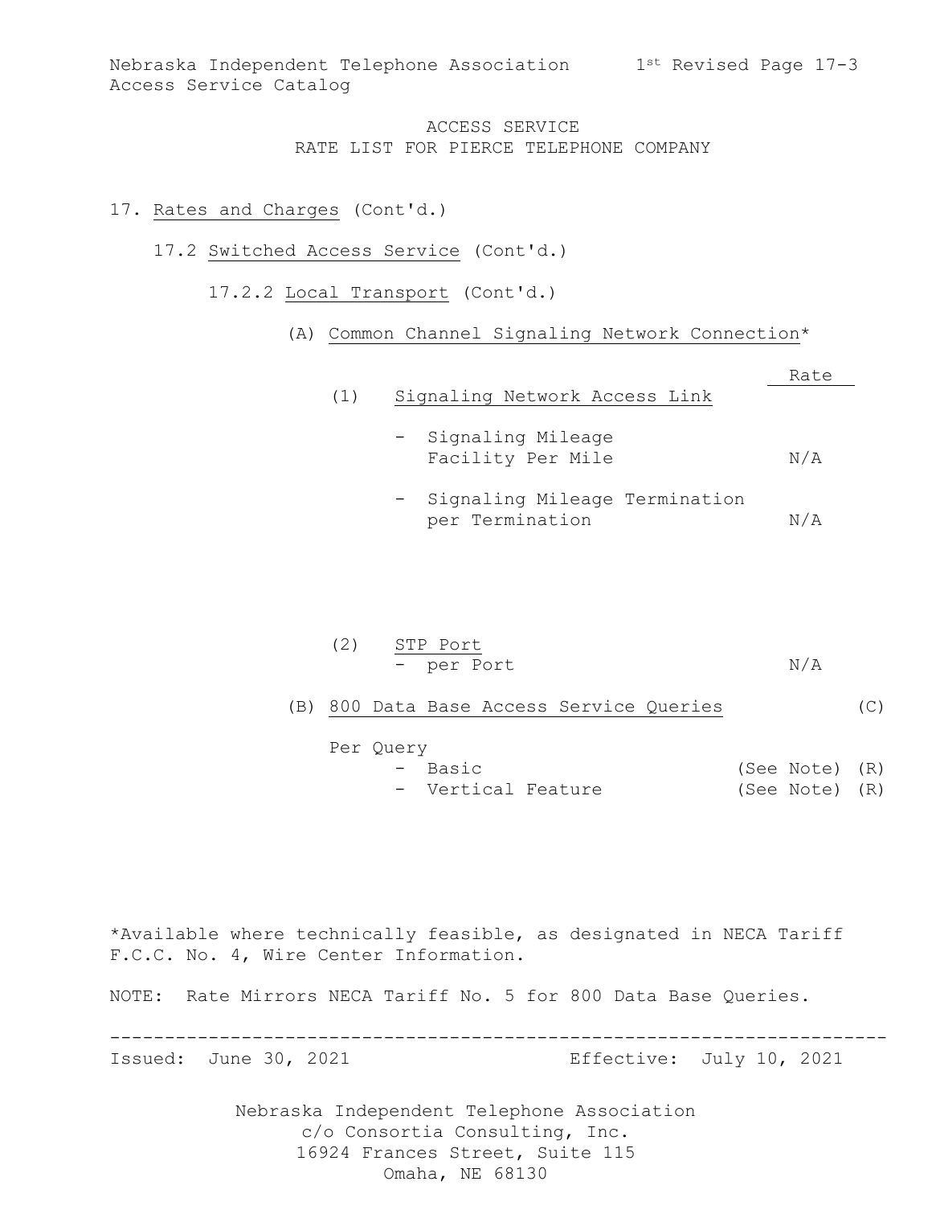ACCESS SERVICE
RATE LIST FOR PIERCE TELEPHONE COMPANY

17. Rates and Charges (Cont'd.)

17.2 Switched Access Service (Cont'd.)

17.2.2 Local Transport (Cont'd.)

(A) Common Channel Signaling Network Connection*

| | Rate |
|---|---|
| (1) Signaling Network Access Link | |
| - Signaling Mileage Facility Per Mile | N/A |
| - Signaling Mileage Termination per Termination | N/A |
| (2) STP Port | |
| - per Port | N/A |

(B) 800 Data Base Access Service Queries (C)

| Per Query | | |
|---|---|---|
| - Basic | (See Note) | (R) |
| - Vertical Feature | (See Note) | (R) |

*Available where technically feasible, as designated in NECA Tariff F.C.C. No. 4, Wire Center Information.

NOTE: Rate Mirrors NECA Tariff No. 5 for 800 Data Base Queries.

Issued: June 30, 2021 Effective: July 10, 2021

Nebraska Independent Telephone Association
c/o Consortia Consulting, Inc.
16924 Frances Street, Suite 115
Omaha, NE 68130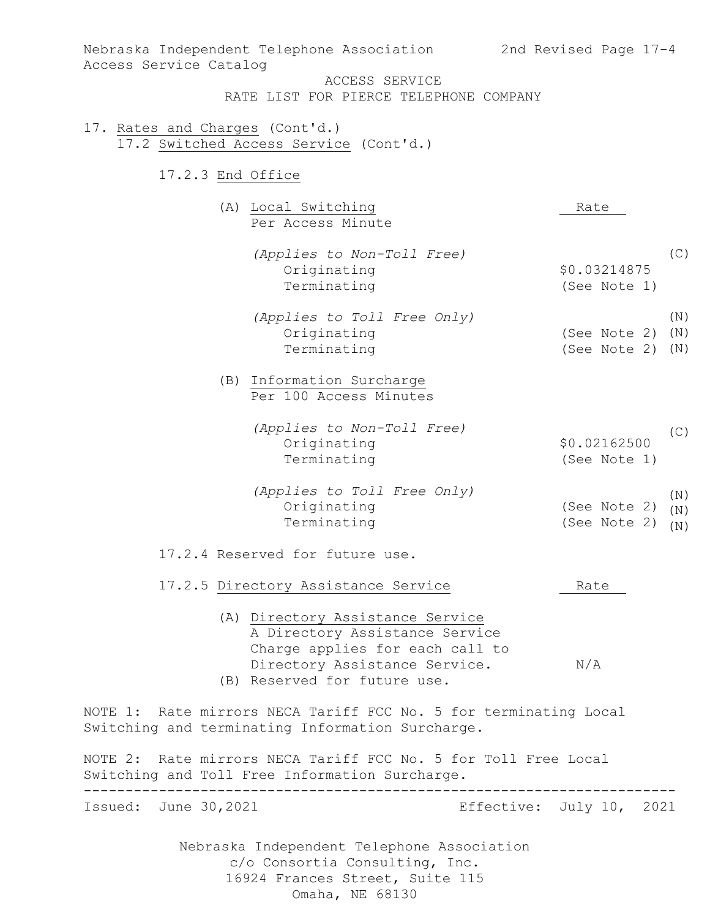Nebraska Independent Telephone Association
Access Service Catalog

2nd Revised Page 17-4

ACCESS SERVICE
RATE LIST FOR PIERCE TELEPHONE COMPANY

17. Rates and Charges (Cont'd.)
    17.2 Switched Access Service (Cont'd.)

17.2.3 End Office

| | Rate | |
|---|---|---|
| (A) Local Switching Per Access Minute | | |
| *(Applies to Non-Toll Free)* | | (C) |
| Originating | $0.03214875 | |
| Terminating | (See Note 1) | |
| *(Applies to Toll Free Only)* | | (N) |
| Originating | (See Note 2) | (N) |
| Terminating | (See Note 2) | (N) |
| (B) Information Surcharge Per 100 Access Minutes | | |
| *(Applies to Non-Toll Free)* | | (C) |
| Originating | $0.02162500 | |
| Terminating | (See Note 1) | |
| *(Applies to Toll Free Only)* | | (N) |
| Originating | (See Note 2) | (N) |
| Terminating | (See Note 2) | (N) |

17.2.4 Reserved for future use.

17.2.5 Directory Assistance Service

| | Rate |
|---|---|
| (A) Directory Assistance Service — A Directory Assistance Service Charge applies for each call to Directory Assistance Service. | N/A |
| (B) Reserved for future use. | |

NOTE 1: Rate mirrors NECA Tariff FCC No. 5 for terminating Local Switching and terminating Information Surcharge.

NOTE 2: Rate mirrors NECA Tariff FCC No. 5 for Toll Free Local Switching and Toll Free Information Surcharge.

Issued: June 30,2021 Effective: July 10, 2021

Nebraska Independent Telephone Association
c/o Consortia Consulting, Inc.
16924 Frances Street, Suite 115
Omaha, NE 68130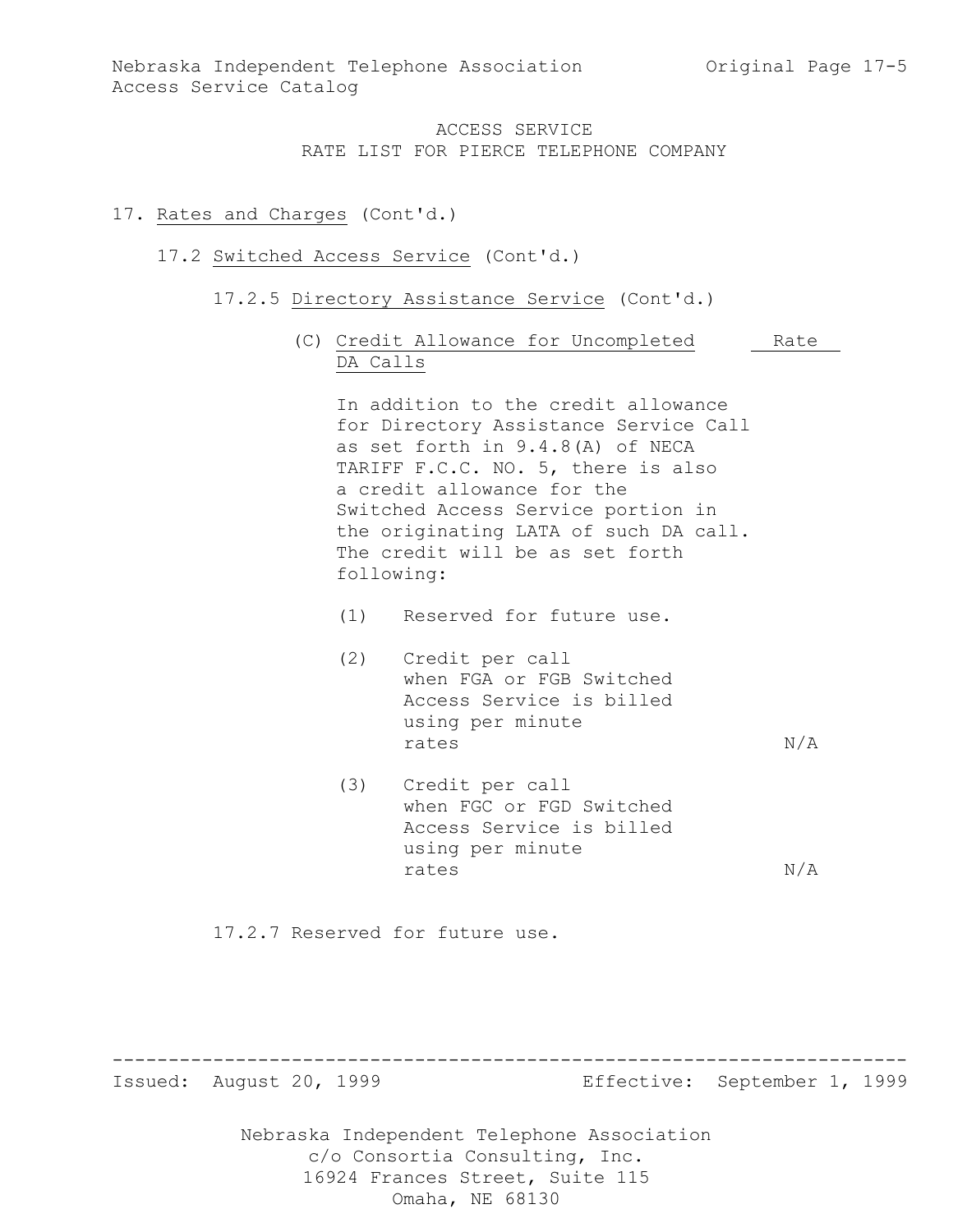ACCESS SERVICE
RATE LIST FOR PIERCE TELEPHONE COMPANY

17. Rates and Charges (Cont'd.)

17.2 Switched Access Service (Cont'd.)

17.2.5 Directory Assistance Service (Cont'd.)

(C) Credit Allowance for Uncompleted DA Calls

In addition to the credit allowance for Directory Assistance Service Call as set forth in 9.4.8(A) of NECA TARIFF F.C.C. NO. 5, there is also a credit allowance for the Switched Access Service portion in the originating LATA of such DA call. The credit will be as set forth following:

| | | Rate |
|---|---|---|
| (1) | Reserved for future use. | |
| (2) | Credit per call when FGA or FGB Switched Access Service is billed using per minute rates | N/A |
| (3) | Credit per call when FGC or FGD Switched Access Service is billed using per minute rates | N/A |

17.2.7 Reserved for future use.

Issued: August 20, 1999 Effective: September 1, 1999

Nebraska Independent Telephone Association
c/o Consortia Consulting, Inc.
16924 Frances Street, Suite 115
Omaha, NE 68130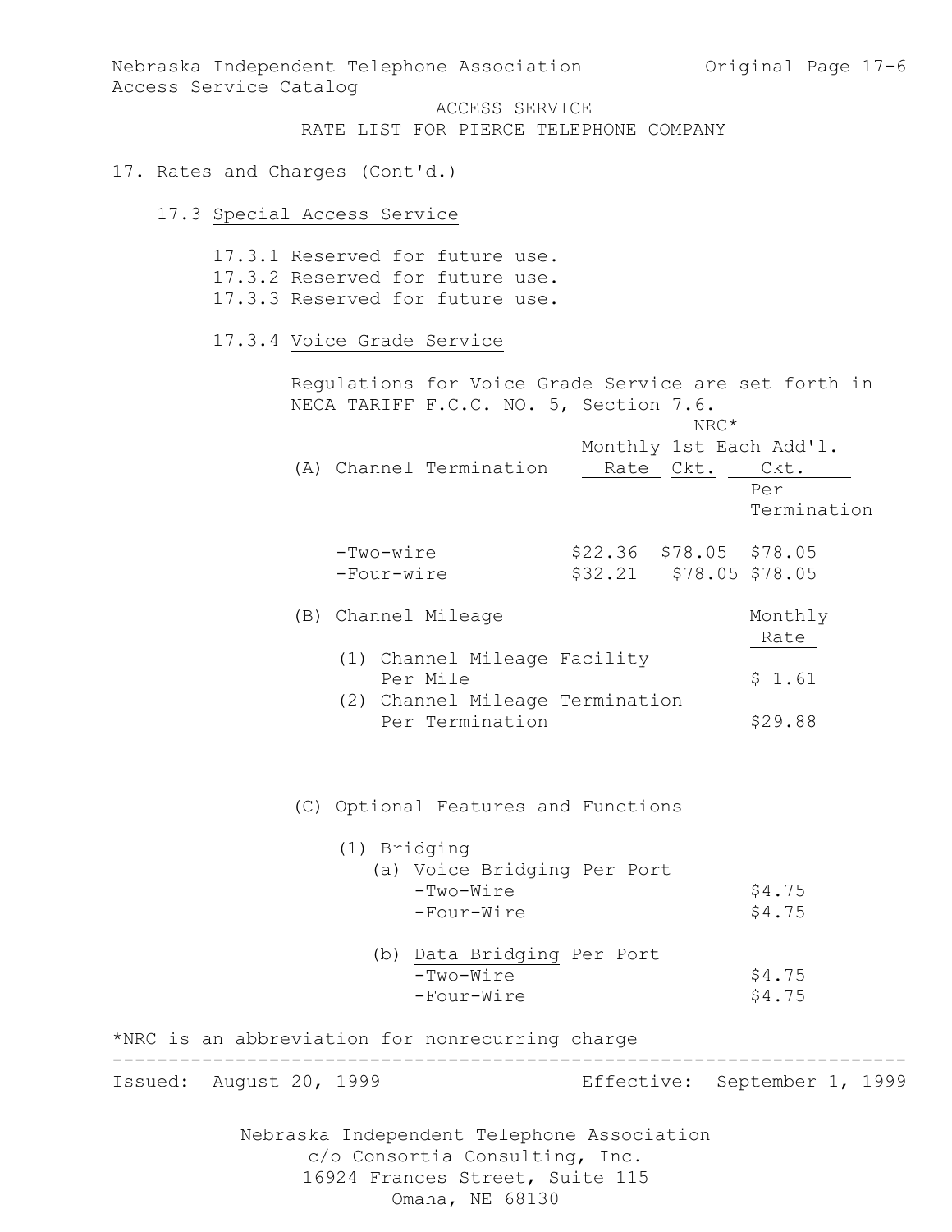ACCESS SERVICE
RATE LIST FOR PIERCE TELEPHONE COMPANY

# 17. Rates and Charges (Cont'd.)

## 17.3 Special Access Service

17.3.1 Reserved for future use.
17.3.2 Reserved for future use.
17.3.3 Reserved for future use.

### 17.3.4 Voice Grade Service

Regulations for Voice Grade Service are set forth in NECA TARIFF F.C.C. NO. 5, Section 7.6.

| (A) Channel Termination | Monthly Rate | NRC* 1st Ckt. | NRC* Each Add'l. Ckt. Per Termination |
|---|---|---|---|
| -Two-wire | $22.36 | $78.05 | $78.05 |
| -Four-wire | $32.21 | $78.05 | $78.05 |

| (B) Channel Mileage | Monthly Rate |
|---|---|
| (1) Channel Mileage Facility Per Mile | $ 1.61 |
| (2) Channel Mileage Termination Per Termination | $29.88 |

(C) Optional Features and Functions

(1) Bridging

| (a) Voice Bridging Per Port | |
|---|---|
| -Two-Wire | $4.75 |
| -Four-Wire | $4.75 |

| (b) Data Bridging Per Port | |
|---|---|
| -Two-Wire | $4.75 |
| -Four-Wire | $4.75 |

*NRC is an abbreviation for nonrecurring charge

Issued: August 20, 1999 Effective: September 1, 1999

Nebraska Independent Telephone Association
c/o Consortia Consulting, Inc.
16924 Frances Street, Suite 115
Omaha, NE 68130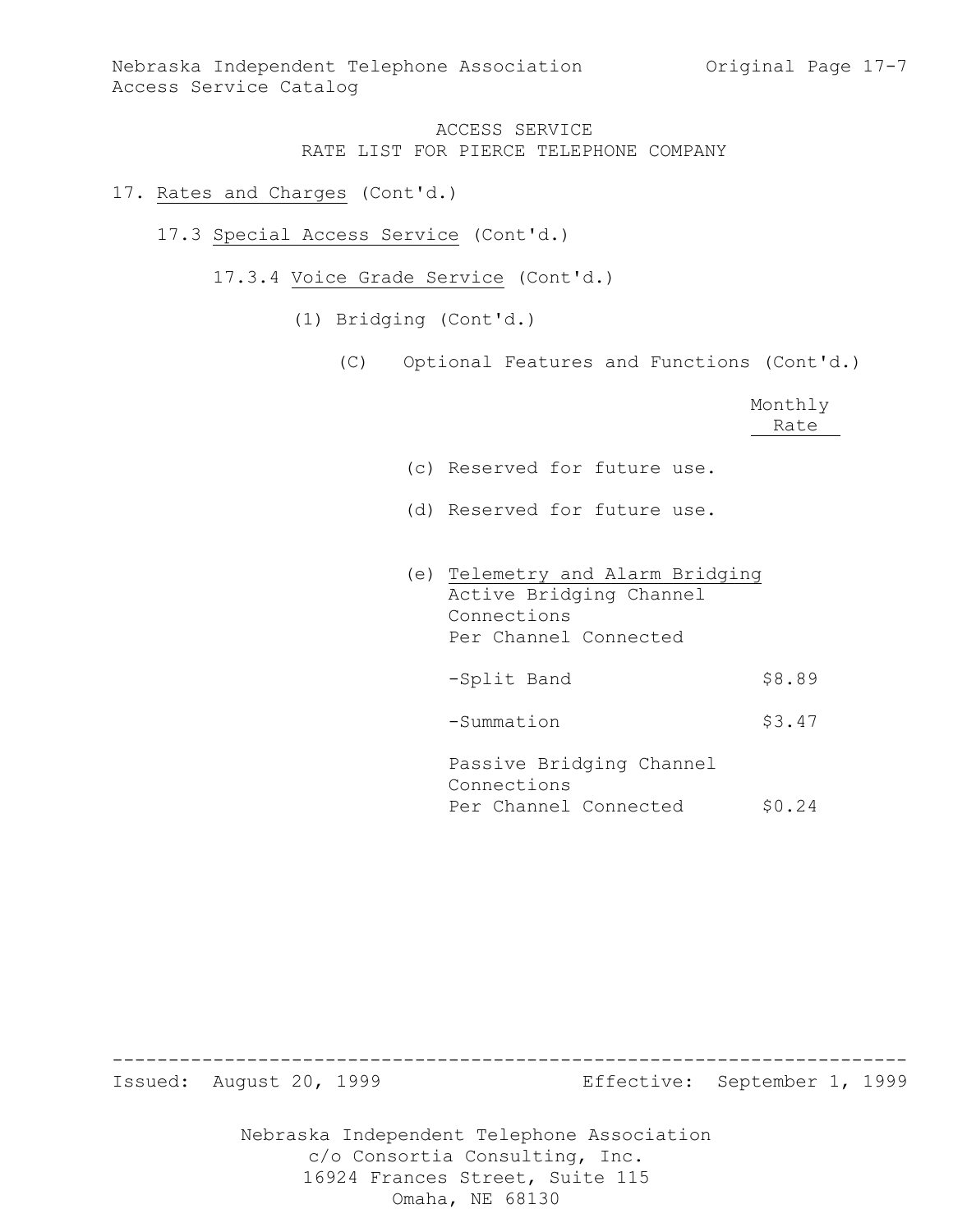ACCESS SERVICE
RATE LIST FOR PIERCE TELEPHONE COMPANY

17. Rates and Charges (Cont'd.)

17.3 Special Access Service (Cont'd.)

17.3.4 Voice Grade Service (Cont'd.)

(1) Bridging (Cont'd.)

(C) Optional Features and Functions (Cont'd.)

| | Monthly Rate |
|---|---|
| (c) Reserved for future use. | |
| (d) Reserved for future use. | |
| (e) Telemetry and Alarm Bridging<br>Active Bridging Channel Connections<br>Per Channel Connected | |
| -Split Band | $8.89 |
| -Summation | $3.47 |
| Passive Bridging Channel Connections<br>Per Channel Connected | $0.24 |

Issued: August 20, 1999 Effective: September 1, 1999

Nebraska Independent Telephone Association
c/o Consortia Consulting, Inc.
16924 Frances Street, Suite 115
Omaha, NE 68130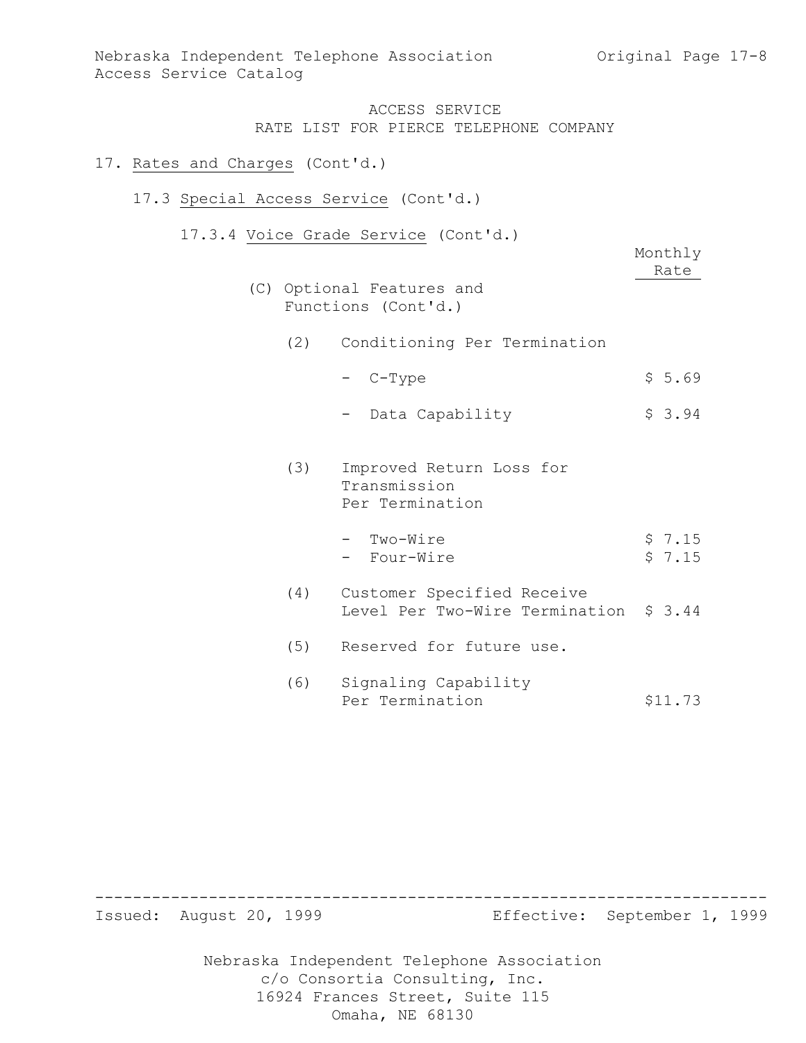ACCESS SERVICE
RATE LIST FOR PIERCE TELEPHONE COMPANY

17. Rates and Charges (Cont'd.)

17.3 Special Access Service (Cont'd.)

17.3.4 Voice Grade Service (Cont'd.)

| | Monthly Rate |
|---|---|
| **(C) Optional Features and Functions (Cont'd.)** | |
| (2) Conditioning Per Termination | |
| - C-Type | $ 5.69 |
| - Data Capability | $ 3.94 |
| (3) Improved Return Loss for Transmission Per Termination | |
| - Two-Wire | $ 7.15 |
| - Four-Wire | $ 7.15 |
| (4) Customer Specified Receive Level Per Two-Wire Termination | $ 3.44 |
| (5) Reserved for future use. | |
| (6) Signaling Capability Per Termination | $11.73 |

Issued: August 20, 1999 Effective: September 1, 1999

Nebraska Independent Telephone Association
c/o Consortia Consulting, Inc.
16924 Frances Street, Suite 115
Omaha, NE 68130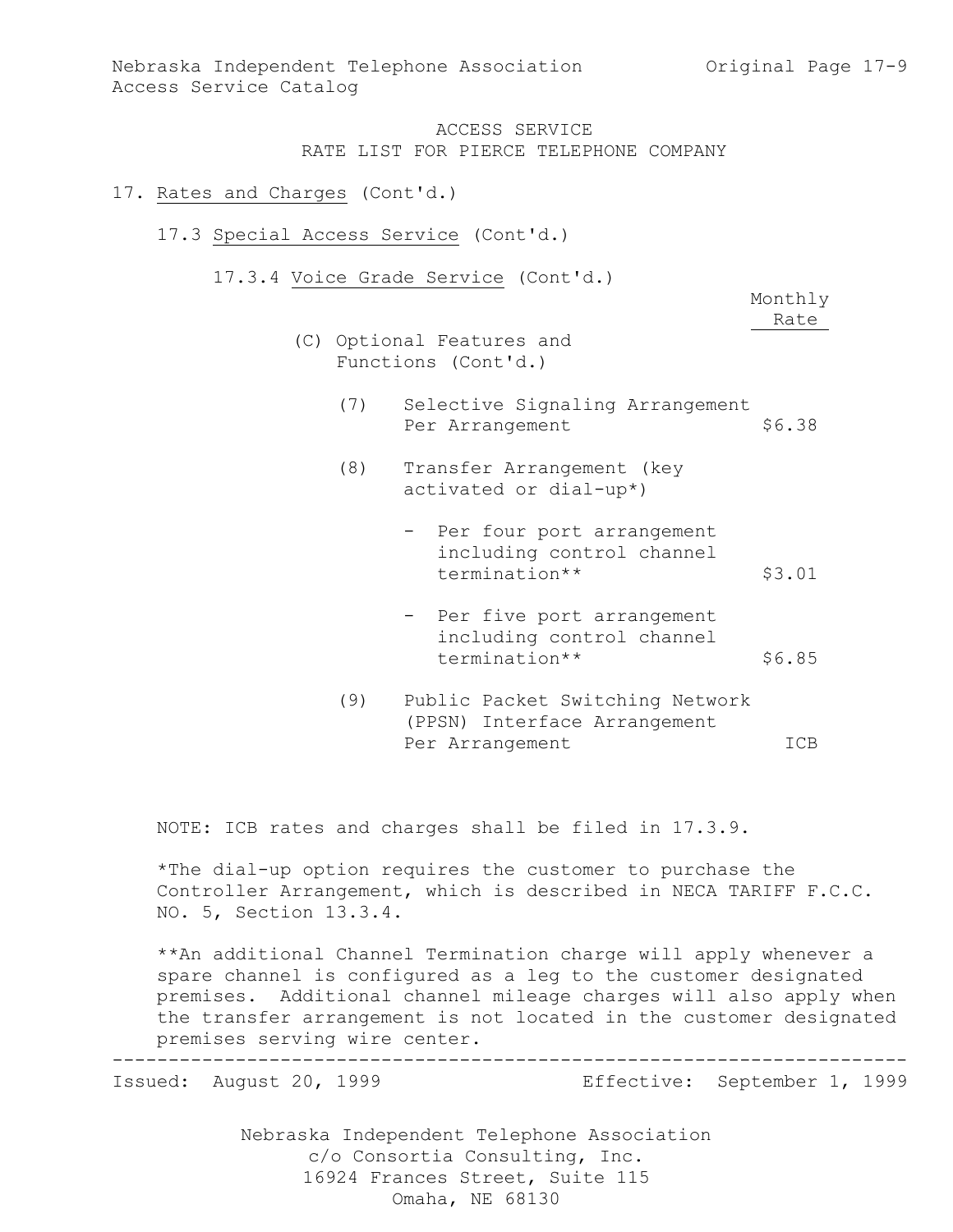ACCESS SERVICE
RATE LIST FOR PIERCE TELEPHONE COMPANY

17. Rates and Charges (Cont'd.)

17.3 Special Access Service (Cont'd.)

17.3.4 Voice Grade Service (Cont'd.)

| | Monthly Rate |
|---|---|
| (C) Optional Features and Functions (Cont'd.) | |
| (7) Selective Signaling Arrangement Per Arrangement | $6.38 |
| (8) Transfer Arrangement (key activated or dial-up*) | |
| - Per four port arrangement including control channel termination** | $3.01 |
| - Per five port arrangement including control channel termination** | $6.85 |
| (9) Public Packet Switching Network (PPSN) Interface Arrangement Per Arrangement | ICB |

NOTE: ICB rates and charges shall be filed in 17.3.9.

*The dial-up option requires the customer to purchase the Controller Arrangement, which is described in NECA TARIFF F.C.C. NO. 5, Section 13.3.4.

**An additional Channel Termination charge will apply whenever a spare channel is configured as a leg to the customer designated premises. Additional channel mileage charges will also apply when the transfer arrangement is not located in the customer designated premises serving wire center.

Issued: August 20, 1999 Effective: September 1, 1999

Nebraska Independent Telephone Association
c/o Consortia Consulting, Inc.
16924 Frances Street, Suite 115
Omaha, NE 68130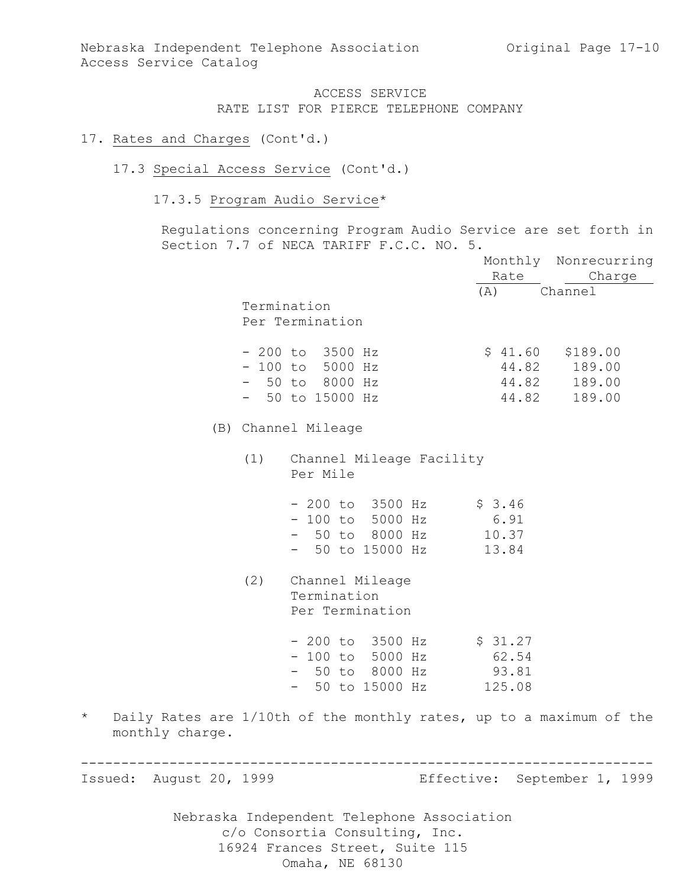ACCESS SERVICE
RATE LIST FOR PIERCE TELEPHONE COMPANY

17. Rates and Charges (Cont'd.)

17.3 Special Access Service (Cont'd.)

17.3.5 Program Audio Service*

Regulations concerning Program Audio Service are set forth in Section 7.7 of NECA TARIFF F.C.C. NO. 5.

| | Monthly Rate | Nonrecurring Charge |
|---|---|---|
| (A) Channel Termination Per Termination | | |
| - 200 to 3500 Hz | $ 41.60 | $189.00 |
| - 100 to 5000 Hz | 44.82 | 189.00 |
| - 50 to 8000 Hz | 44.82 | 189.00 |
| - 50 to 15000 Hz | 44.82 | 189.00 |

(B) Channel Mileage

(1) Channel Mileage Facility Per Mile

| | Monthly Rate |
|---|---|
| - 200 to 3500 Hz | $ 3.46 |
| - 100 to 5000 Hz | 6.91 |
| - 50 to 8000 Hz | 10.37 |
| - 50 to 15000 Hz | 13.84 |

(2) Channel Mileage Termination Per Termination

| | Monthly Rate |
|---|---|
| - 200 to 3500 Hz | $ 31.27 |
| - 100 to 5000 Hz | 62.54 |
| - 50 to 8000 Hz | 93.81 |
| - 50 to 15000 Hz | 125.08 |

\* Daily Rates are 1/10th of the monthly rates, up to a maximum of the monthly charge.

Issued: August 20, 1999 Effective: September 1, 1999

Nebraska Independent Telephone Association
c/o Consortia Consulting, Inc.
16924 Frances Street, Suite 115
Omaha, NE 68130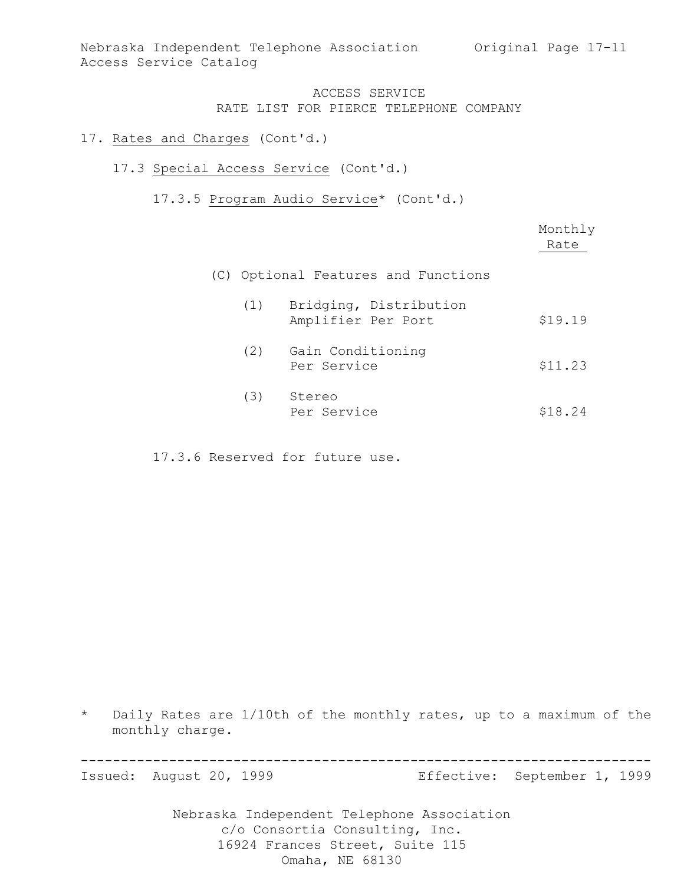ACCESS SERVICE
RATE LIST FOR PIERCE TELEPHONE COMPANY

17. Rates and Charges (Cont'd.)

17.3 Special Access Service (Cont'd.)

17.3.5 Program Audio Service* (Cont'd.)

| | Monthly Rate |
|---|---|
| (C) Optional Features and Functions | |
| (1) Bridging, Distribution Amplifier Per Port | $19.19 |
| (2) Gain Conditioning Per Service | $11.23 |
| (3) Stereo Per Service | $18.24 |

17.3.6 Reserved for future use.

\* Daily Rates are 1/10th of the monthly rates, up to a maximum of the monthly charge.

Issued: August 20, 1999 Effective: September 1, 1999

Nebraska Independent Telephone Association
c/o Consortia Consulting, Inc.
16924 Frances Street, Suite 115
Omaha, NE 68130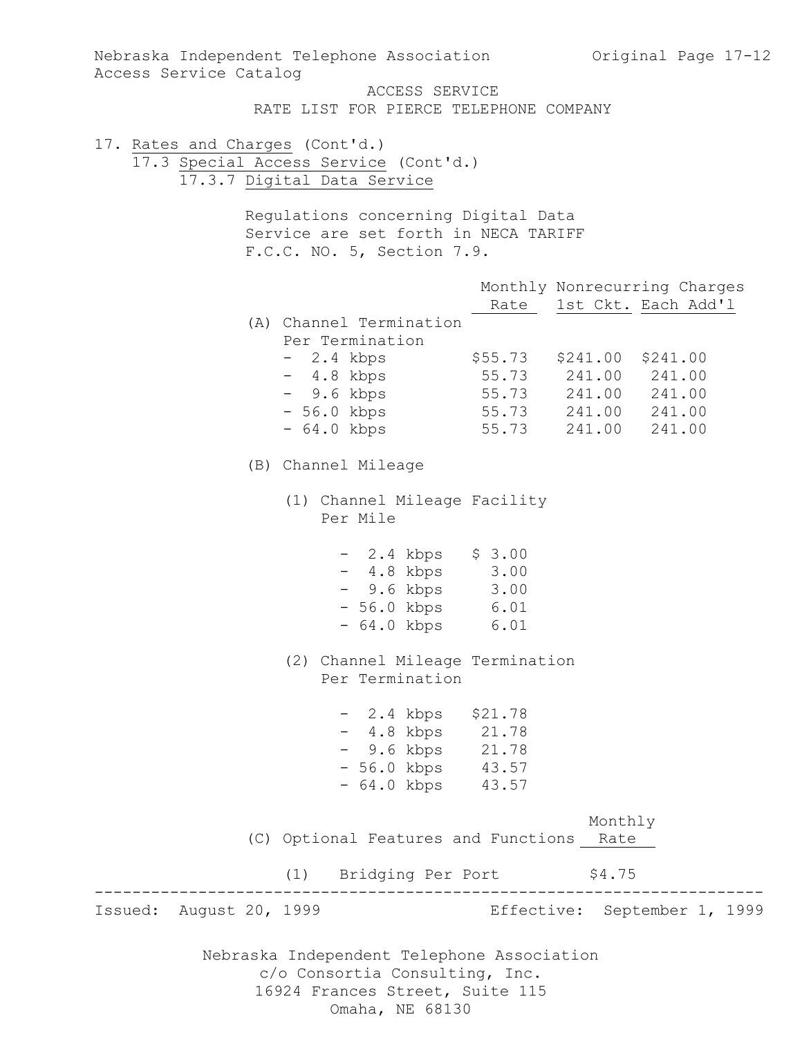ACCESS SERVICE
RATE LIST FOR PIERCE TELEPHONE COMPANY

17. Rates and Charges (Cont'd.)

17.3 Special Access Service (Cont'd.)

17.3.7 Digital Data Service

Regulations concerning Digital Data Service are set forth in NECA TARIFF F.C.C. NO. 5, Section 7.9.

| | Monthly Rate | Nonrecurring Charges 1st Ckt. | Each Add'l |
|---|---|---|---|
| (A) Channel Termination Per Termination | | | |
| - 2.4 kbps | $55.73 | $241.00 | $241.00 |
| - 4.8 kbps | 55.73 | 241.00 | 241.00 |
| - 9.6 kbps | 55.73 | 241.00 | 241.00 |
| - 56.0 kbps | 55.73 | 241.00 | 241.00 |
| - 64.0 kbps | 55.73 | 241.00 | 241.00 |

(B) Channel Mileage

(1) Channel Mileage Facility Per Mile

| | |
|---|---|
| - 2.4 kbps | $ 3.00 |
| - 4.8 kbps | 3.00 |
| - 9.6 kbps | 3.00 |
| - 56.0 kbps | 6.01 |
| - 64.0 kbps | 6.01 |

(2) Channel Mileage Termination Per Termination

| | |
|---|---|
| - 2.4 kbps | $21.78 |
| - 4.8 kbps | 21.78 |
| - 9.6 kbps | 21.78 |
| - 56.0 kbps | 43.57 |
| - 64.0 kbps | 43.57 |

| (C) Optional Features and Functions | Monthly Rate |
|---|---|
| (1) Bridging Per Port | $4.75 |

Issued: August 20, 1999 Effective: September 1, 1999

Nebraska Independent Telephone Association
c/o Consortia Consulting, Inc.
16924 Frances Street, Suite 115
Omaha, NE 68130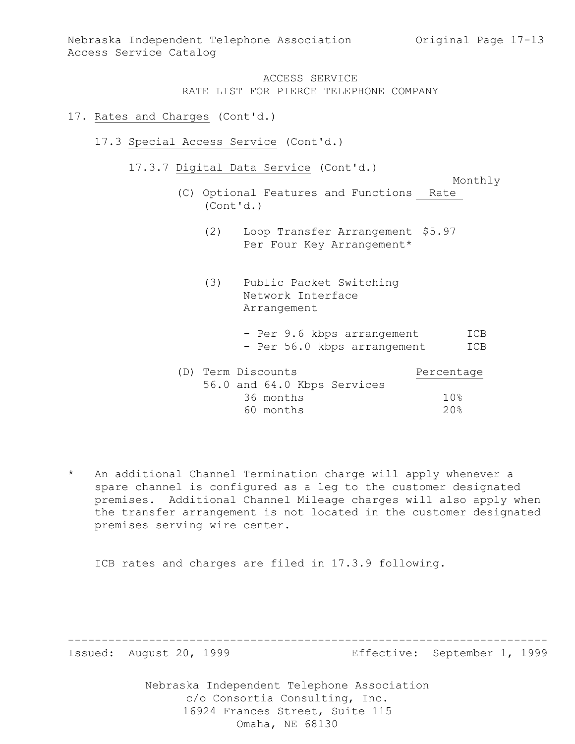ACCESS SERVICE
RATE LIST FOR PIERCE TELEPHONE COMPANY

17. Rates and Charges (Cont'd.)

17.3 Special Access Service (Cont'd.)

17.3.7 Digital Data Service (Cont'd.)

| (C) Optional Features and Functions (Cont'd.) | Monthly Rate |
|---|---|
| (2) Loop Transfer Arrangement Per Four Key Arrangement* | $5.97 |
| (3) Public Packet Switching Network Interface Arrangement | |
| - Per 9.6 kbps arrangement | ICB |
| - Per 56.0 kbps arrangement | ICB |

| (D) Term Discounts | Percentage |
|---|---|
| 56.0 and 64.0 Kbps Services | |
| 36 months | 10% |
| 60 months | 20% |

* An additional Channel Termination charge will apply whenever a spare channel is configured as a leg to the customer designated premises. Additional Channel Mileage charges will also apply when the transfer arrangement is not located in the customer designated premises serving wire center.

ICB rates and charges are filed in 17.3.9 following.

Issued: August 20, 1999 Effective: September 1, 1999

Nebraska Independent Telephone Association
c/o Consortia Consulting, Inc.
16924 Frances Street, Suite 115
Omaha, NE 68130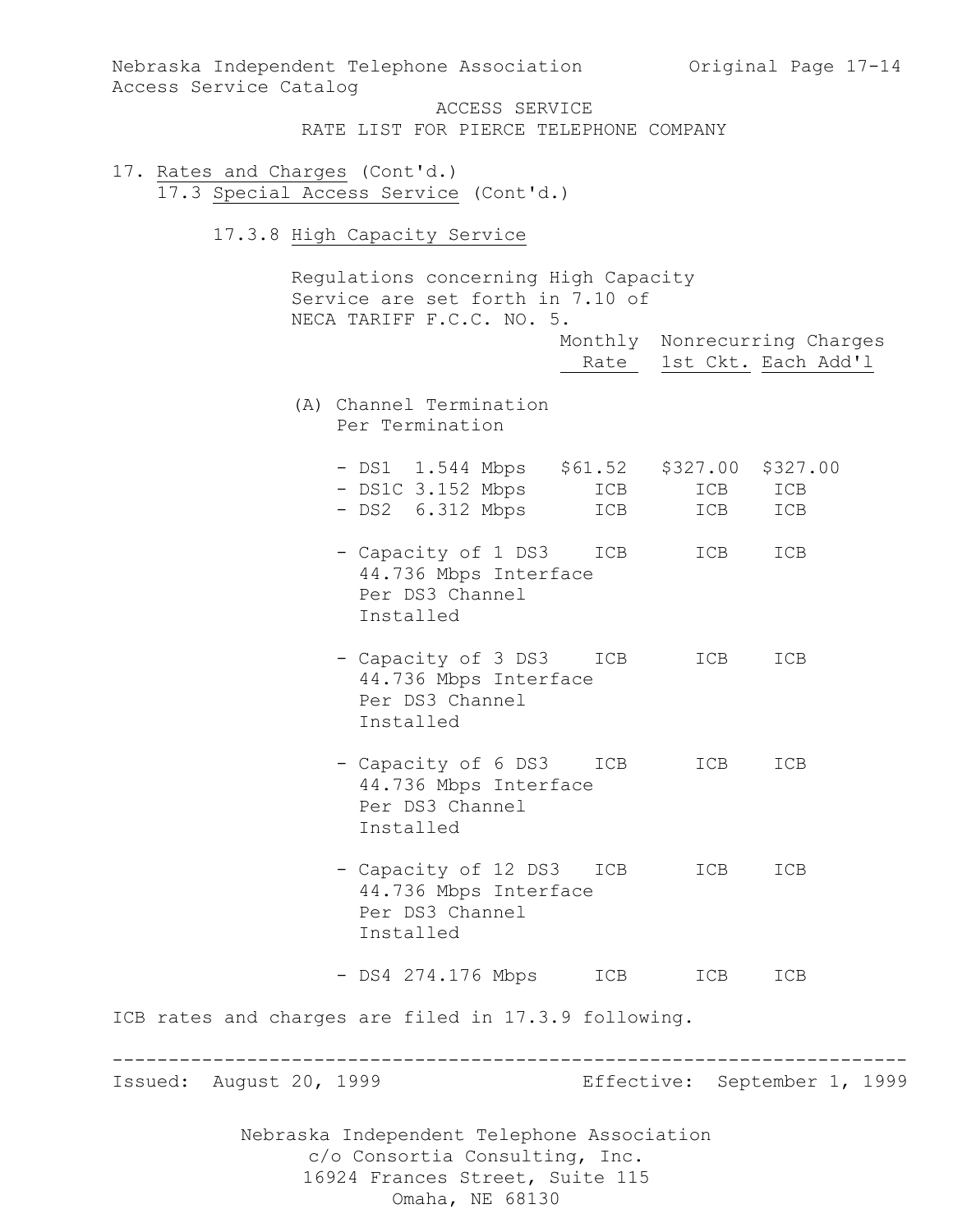ACCESS SERVICE
RATE LIST FOR PIERCE TELEPHONE COMPANY

17. Rates and Charges (Cont'd.)

17.3 Special Access Service (Cont'd.)

17.3.8 High Capacity Service

Regulations concerning High Capacity Service are set forth in 7.10 of NECA TARIFF F.C.C. NO. 5.

| | Monthly Rate | Nonrecurring Charges 1st Ckt. | Nonrecurring Charges Each Add'l |
|---|---|---|---|
| (A) Channel Termination Per Termination | | | |
| - DS1 1.544 Mbps | $61.52 | $327.00 | $327.00 |
| - DS1C 3.152 Mbps | ICB | ICB | ICB |
| - DS2 6.312 Mbps | ICB | ICB | ICB |
| - Capacity of 1 DS3 44.736 Mbps Interface Per DS3 Channel Installed | ICB | ICB | ICB |
| - Capacity of 3 DS3 44.736 Mbps Interface Per DS3 Channel Installed | ICB | ICB | ICB |
| - Capacity of 6 DS3 44.736 Mbps Interface Per DS3 Channel Installed | ICB | ICB | ICB |
| - Capacity of 12 DS3 44.736 Mbps Interface Per DS3 Channel Installed | ICB | ICB | ICB |
| - DS4 274.176 Mbps | ICB | ICB | ICB |

ICB rates and charges are filed in 17.3.9 following.

Issued: August 20, 1999 Effective: September 1, 1999

Nebraska Independent Telephone Association
c/o Consortia Consulting, Inc.
16924 Frances Street, Suite 115
Omaha, NE 68130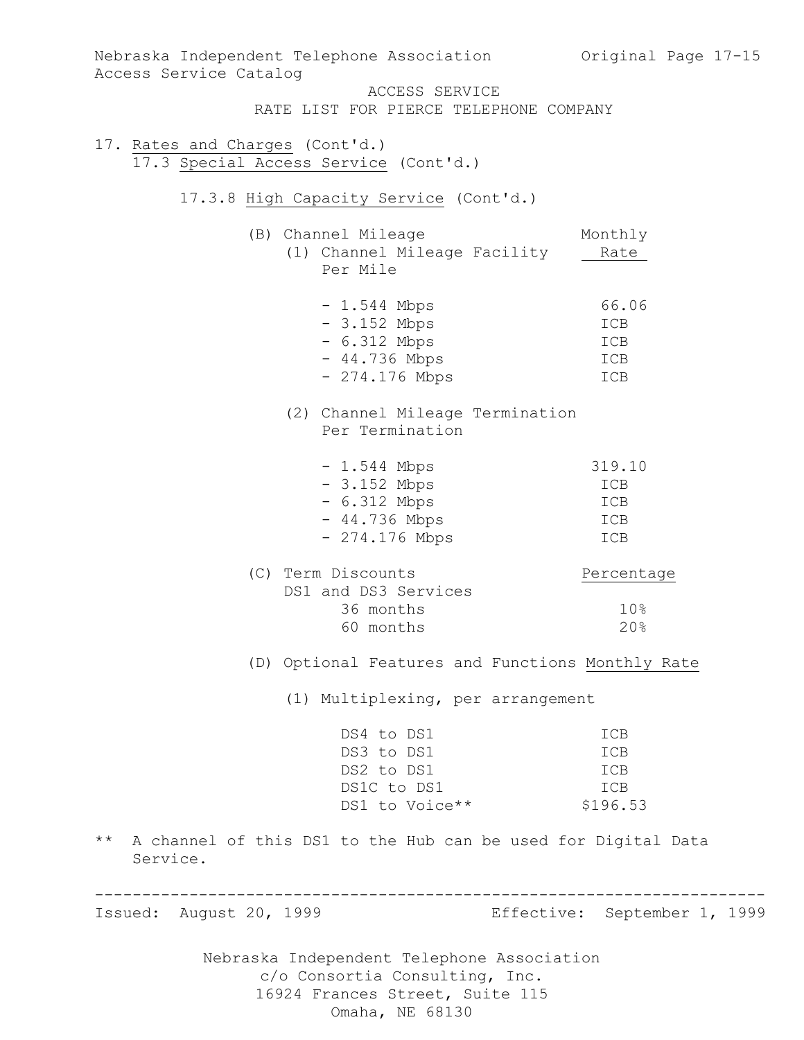ACCESS SERVICE
RATE LIST FOR PIERCE TELEPHONE COMPANY

17. Rates and Charges (Cont'd.)

17.3 Special Access Service (Cont'd.)

17.3.8 High Capacity Service (Cont'd.)

(B) Channel Mileage

(1) Channel Mileage Facility Per Mile

| | Monthly Rate |
|---|---|
| - 1.544 Mbps | 66.06 |
| - 3.152 Mbps | ICB |
| - 6.312 Mbps | ICB |
| - 44.736 Mbps | ICB |
| - 274.176 Mbps | ICB |

(2) Channel Mileage Termination Per Termination

| | Monthly Rate |
|---|---|
| - 1.544 Mbps | 319.10 |
| - 3.152 Mbps | ICB |
| - 6.312 Mbps | ICB |
| - 44.736 Mbps | ICB |
| - 274.176 Mbps | ICB |

(C) Term Discounts

DS1 and DS3 Services

| | Percentage |
|---|---|
| 36 months | 10% |
| 60 months | 20% |

(D) Optional Features and Functions

(1) Multiplexing, per arrangement

| | Monthly Rate |
|---|---|
| DS4 to DS1 | ICB |
| DS3 to DS1 | ICB |
| DS2 to DS1 | ICB |
| DS1C to DS1 | ICB |
| DS1 to Voice** | $196.53 |

** A channel of this DS1 to the Hub can be used for Digital Data Service.

Issued: August 20, 1999 Effective: September 1, 1999

Nebraska Independent Telephone Association
c/o Consortia Consulting, Inc.
16924 Frances Street, Suite 115
Omaha, NE 68130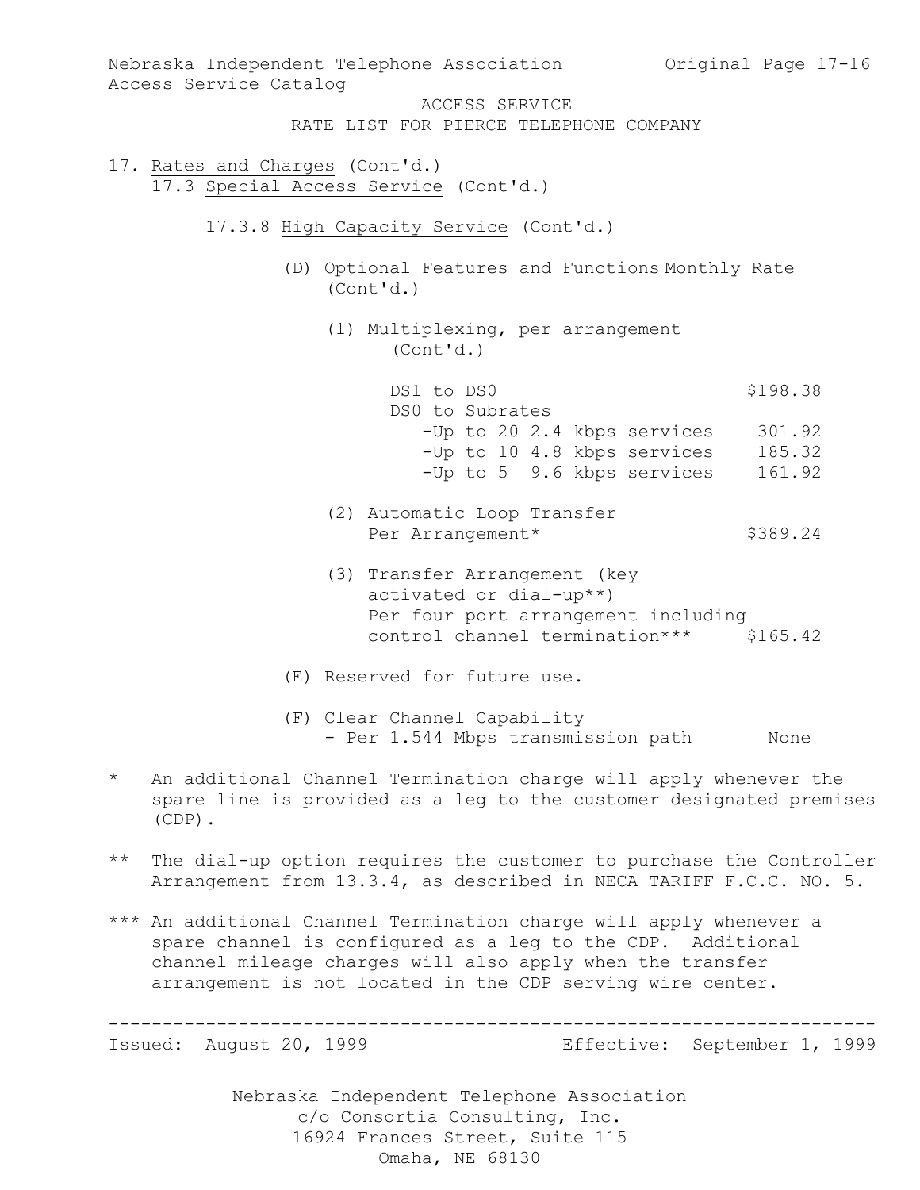ACCESS SERVICE
RATE LIST FOR PIERCE TELEPHONE COMPANY

17. Rates and Charges (Cont'd.)

17.3 Special Access Service (Cont'd.)

17.3.8 High Capacity Service (Cont'd.)

(D) Optional Features and Functions (Cont'd.)

| | Monthly Rate |
|---|---|
| (1) Multiplexing, per arrangement (Cont'd.) | |
| DS1 to DS0 | $198.38 |
| DS0 to Subrates | |
| -Up to 20 2.4 kbps services | 301.92 |
| -Up to 10 4.8 kbps services | 185.32 |
| -Up to 5 9.6 kbps services | 161.92 |
| (2) Automatic Loop Transfer Per Arrangement* | $389.24 |
| (3) Transfer Arrangement (key activated or dial-up**) Per four port arrangement including control channel termination*** | $165.42 |

(E) Reserved for future use.

| (F) Clear Channel Capability | |
|---|---|
| - Per 1.544 Mbps transmission path | None |

\* An additional Channel Termination charge will apply whenever the spare line is provided as a leg to the customer designated premises (CDP).

** The dial-up option requires the customer to purchase the Controller Arrangement from 13.3.4, as described in NECA TARIFF F.C.C. NO. 5.

*** An additional Channel Termination charge will apply whenever a spare channel is configured as a leg to the CDP. Additional channel mileage charges will also apply when the transfer arrangement is not located in the CDP serving wire center.

Issued: August 20, 1999 Effective: September 1, 1999

Nebraska Independent Telephone Association
c/o Consortia Consulting, Inc.
16924 Frances Street, Suite 115
Omaha, NE 68130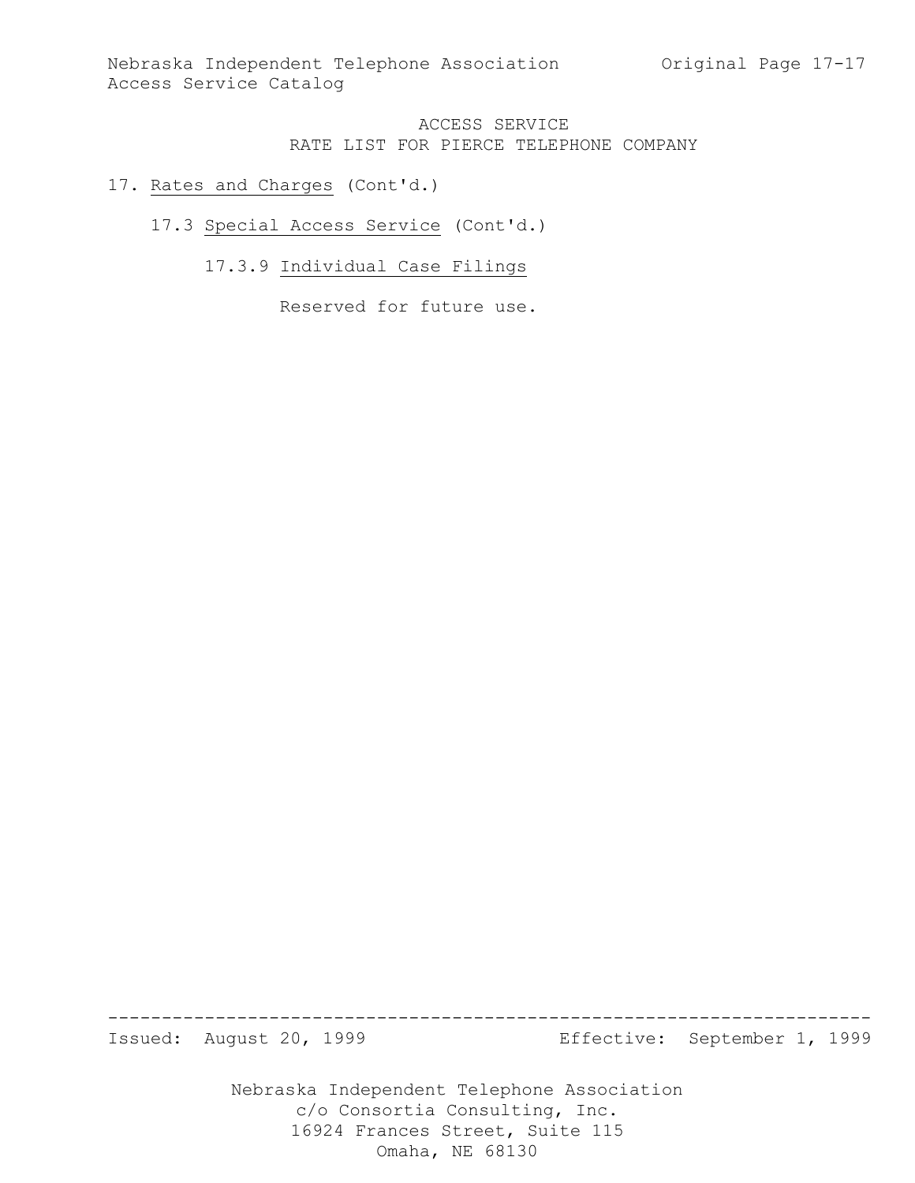# ACCESS SERVICE
## RATE LIST FOR PIERCE TELEPHONE COMPANY

17. Rates and Charges (Cont'd.)

17.3 Special Access Service (Cont'd.)

17.3.9 Individual Case Filings

Reserved for future use.

Issued: August 20, 1999 Effective: September 1, 1999

Nebraska Independent Telephone Association
c/o Consortia Consulting, Inc.
16924 Frances Street, Suite 115
Omaha, NE 68130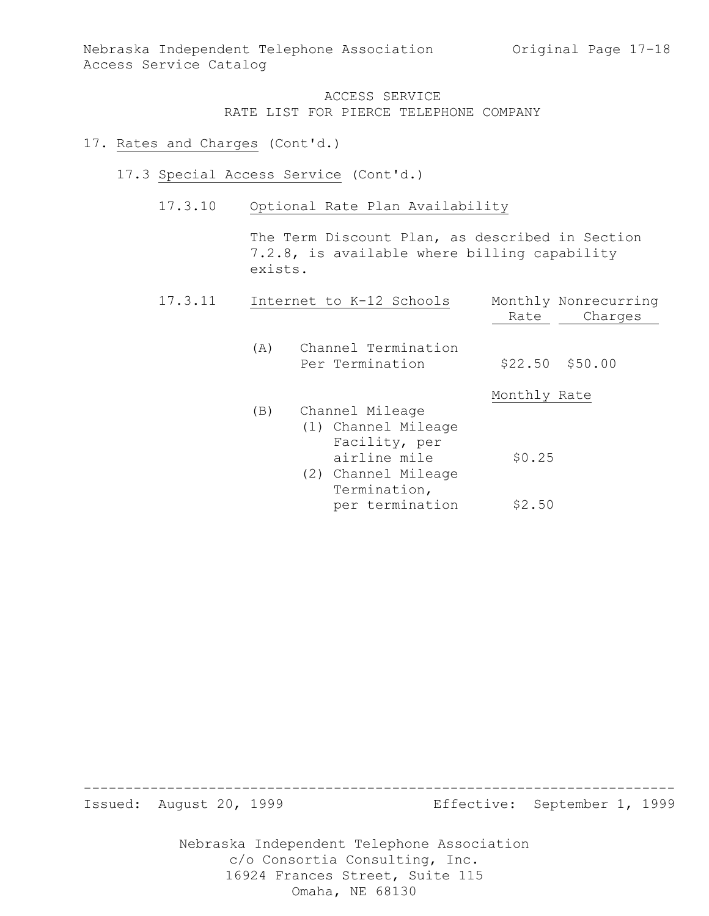## ACCESS SERVICE
## RATE LIST FOR PIERCE TELEPHONE COMPANY

17. Rates and Charges (Cont'd.)

17.3 Special Access Service (Cont'd.)

17.3.10 Optional Rate Plan Availability

The Term Discount Plan, as described in Section 7.2.8, is available where billing capability exists.

17.3.11 Internet to K-12 Schools

| | Monthly Rate | Nonrecurring Charges |
|---|---|---|
| (A) Channel Termination Per Termination | $22.50 | $50.00 |

| | Monthly Rate |
|---|---|
| (B) Channel Mileage | |
| (1) Channel Mileage Facility, per airline mile | $0.25 |
| (2) Channel Mileage Termination, per termination | $2.50 |

Issued: August 20, 1999 Effective: September 1, 1999

Nebraska Independent Telephone Association
c/o Consortia Consulting, Inc.
16924 Frances Street, Suite 115
Omaha, NE 68130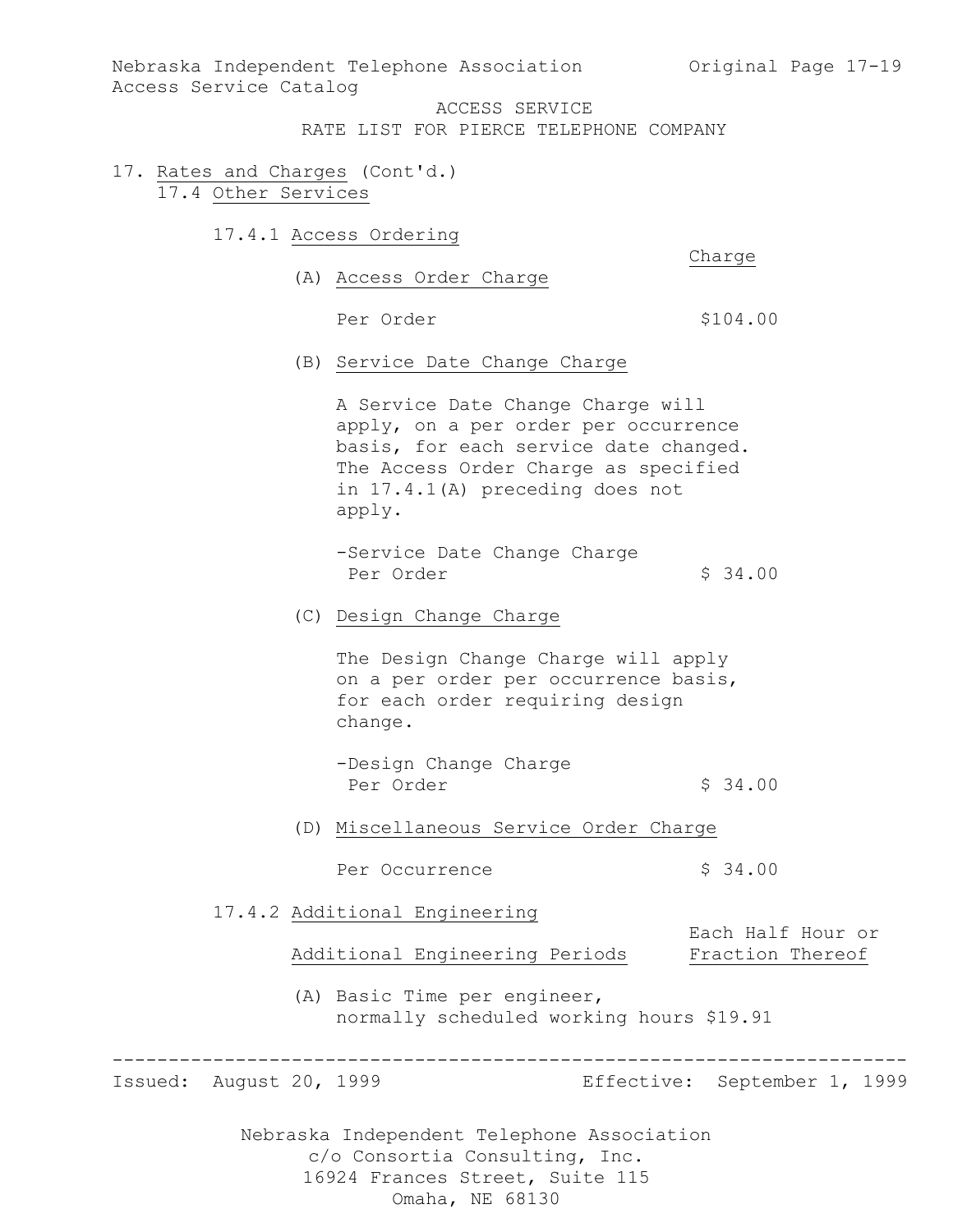ACCESS SERVICE
RATE LIST FOR PIERCE TELEPHONE COMPANY

## 17. Rates and Charges (Cont'd.)

### 17.4 Other Services

#### 17.4.1 Access Ordering

| | Charge |
|---|---|
| (A) Access Order Charge | |
| Per Order | $104.00 |

(B) Service Date Change Charge

A Service Date Change Charge will apply, on a per order per occurrence basis, for each service date changed. The Access Order Charge as specified in 17.4.1(A) preceding does not apply.

| | Charge |
|---|---|
| -Service Date Change Charge Per Order | $ 34.00 |

(C) Design Change Charge

The Design Change Charge will apply on a per order per occurrence basis, for each order requiring design change.

| | Charge |
|---|---|
| -Design Change Charge Per Order | $ 34.00 |

(D) Miscellaneous Service Order Charge

| | Charge |
|---|---|
| Per Occurrence | $ 34.00 |

#### 17.4.2 Additional Engineering

| Additional Engineering Periods | Each Half Hour or Fraction Thereof |
|---|---|
| (A) Basic Time per engineer, normally scheduled working hours | $19.91 |

Issued: August 20, 1999 Effective: September 1, 1999

Nebraska Independent Telephone Association
c/o Consortia Consulting, Inc.
16924 Frances Street, Suite 115
Omaha, NE 68130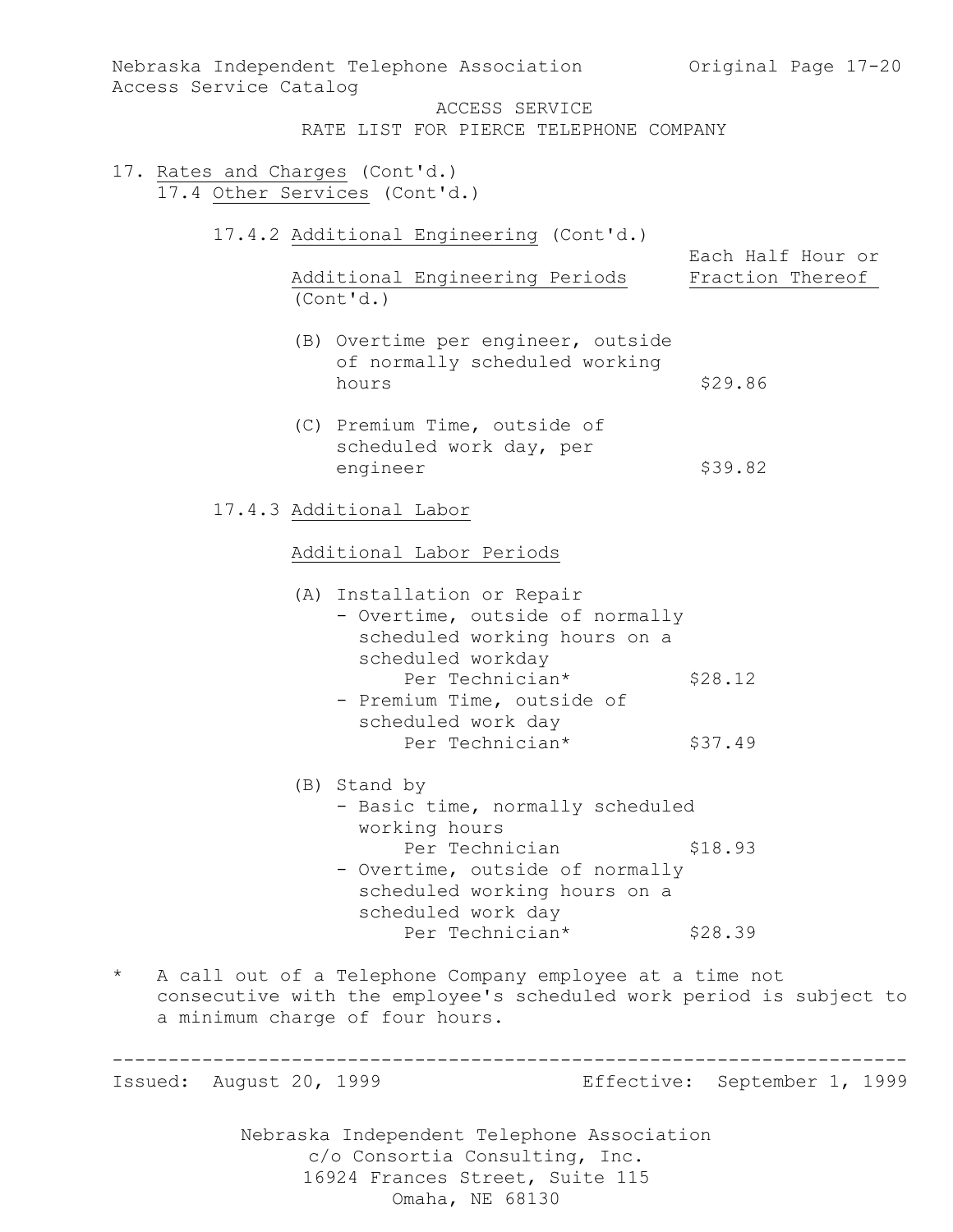ACCESS SERVICE
RATE LIST FOR PIERCE TELEPHONE COMPANY

17. Rates and Charges (Cont'd.)

17.4 Other Services (Cont'd.)

17.4.2 Additional Engineering (Cont'd.)

| Additional Engineering Periods (Cont'd.) | Each Half Hour or Fraction Thereof |
|---|---|
| (B) Overtime per engineer, outside of normally scheduled working hours | $29.86 |
| (C) Premium Time, outside of scheduled work day, per engineer | $39.82 |

17.4.3 Additional Labor

| Additional Labor Periods | |
|---|---|
| (A) Installation or Repair | |
| - Overtime, outside of normally scheduled working hours on a scheduled workday Per Technician* | $28.12 |
| - Premium Time, outside of scheduled work day Per Technician* | $37.49 |
| (B) Stand by | |
| - Basic time, normally scheduled working hours Per Technician | $18.93 |
| - Overtime, outside of normally scheduled working hours on a scheduled work day Per Technician* | $28.39 |

\* A call out of a Telephone Company employee at a time not consecutive with the employee's scheduled work period is subject to a minimum charge of four hours.

Issued: August 20, 1999 Effective: September 1, 1999

Nebraska Independent Telephone Association
c/o Consortia Consulting, Inc.
16924 Frances Street, Suite 115
Omaha, NE 68130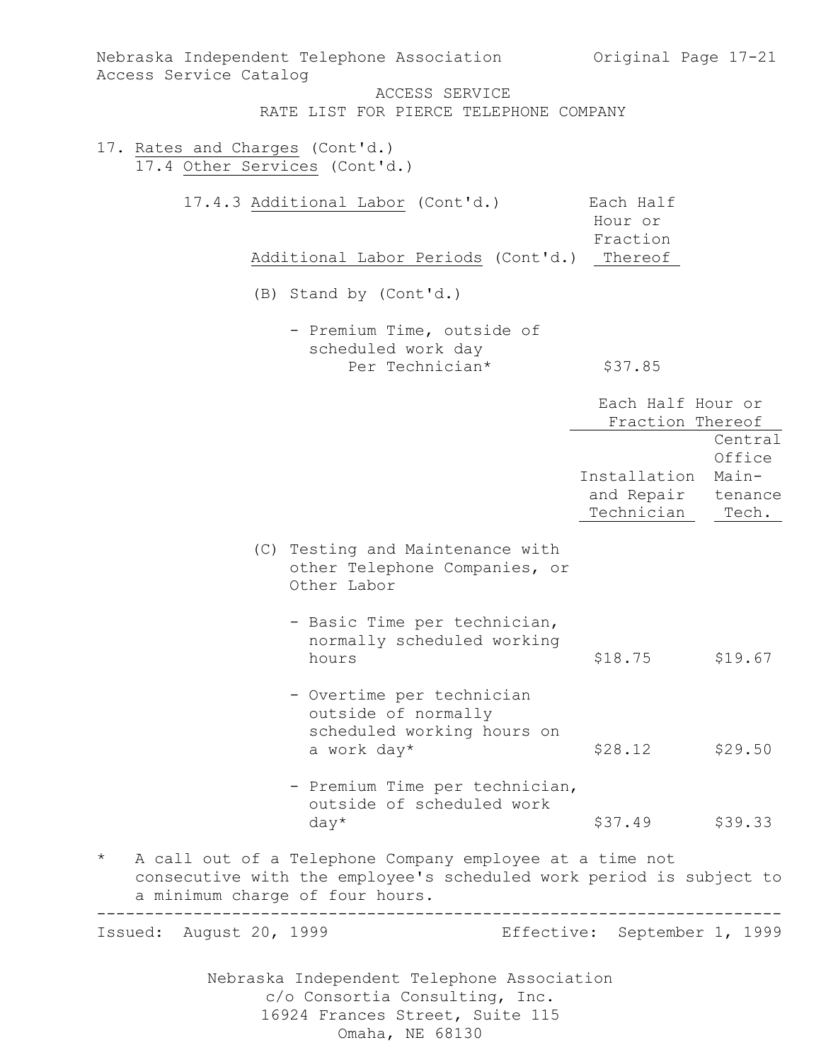Nebraska Independent Telephone Association
Access Service Catalog

ACCESS SERVICE
RATE LIST FOR PIERCE TELEPHONE COMPANY

17. Rates and Charges (Cont'd.)
    17.4 Other Services (Cont'd.)

17.4.3 Additional Labor (Cont'd.)

| Additional Labor Periods (Cont'd.) | Each Half Hour or Fraction Thereof |
|---|---|
| (B) Stand by (Cont'd.) | |
| - Premium Time, outside of scheduled work day Per Technician* | $37.85 |

| | Each Half Hour or Fraction Thereof | |
|---|---|---|
| | Installation and Repair Technician | Central Office Maintenance Tech. |
| (C) Testing and Maintenance with other Telephone Companies, or Other Labor | | |
| - Basic Time per technician, normally scheduled working hours | $18.75 | $19.67 |
| - Overtime per technician outside of normally scheduled working hours on a work day* | $28.12 | $29.50 |
| - Premium Time per technician, outside of scheduled work day* | $37.49 | $39.33 |

\* A call out of a Telephone Company employee at a time not consecutive with the employee's scheduled work period is subject to a minimum charge of four hours.

Issued: August 20, 1999 Effective: September 1, 1999

Nebraska Independent Telephone Association
c/o Consortia Consulting, Inc.
16924 Frances Street, Suite 115
Omaha, NE 68130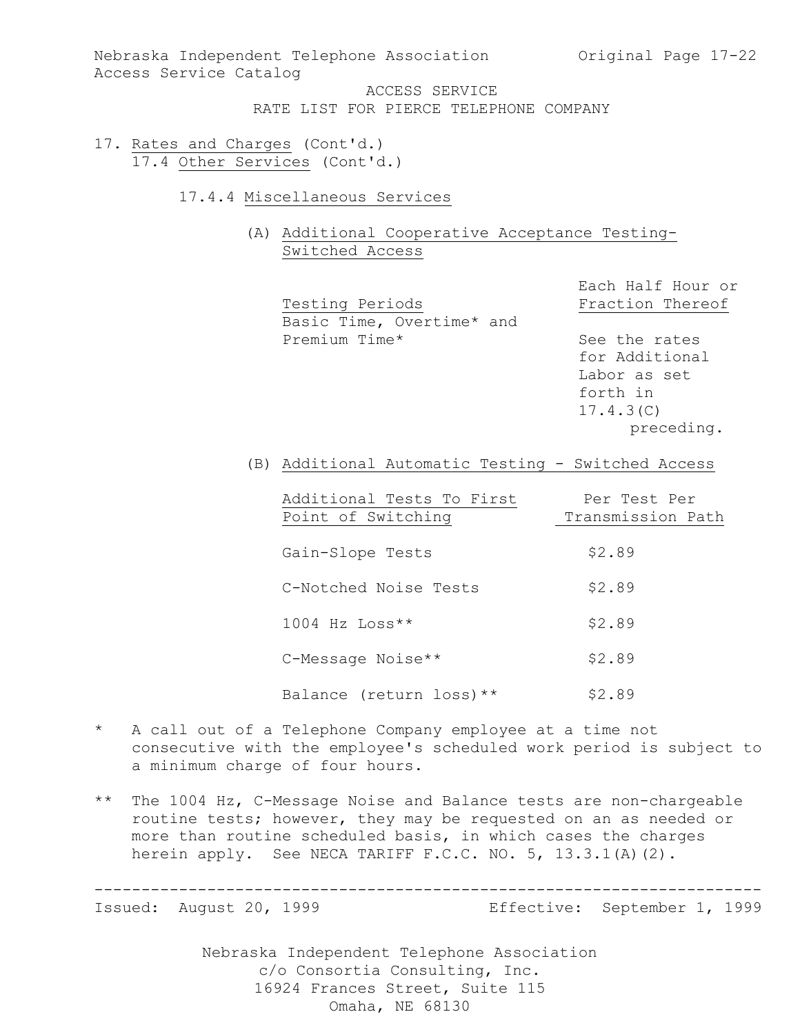ACCESS SERVICE
RATE LIST FOR PIERCE TELEPHONE COMPANY

17. Rates and Charges (Cont'd.)

17.4 Other Services (Cont'd.)

17.4.4 Miscellaneous Services

(A) Additional Cooperative Acceptance Testing-Switched Access

| Testing Periods | Each Half Hour or Fraction Thereof |
|---|---|
| Basic Time, Overtime* and Premium Time* | See the rates for Additional Labor as set forth in 17.4.3(C) preceding. |

(B) Additional Automatic Testing - Switched Access

| Additional Tests To First Point of Switching | Per Test Per Transmission Path |
|---|---|
| Gain-Slope Tests | $2.89 |
| C-Notched Noise Tests | $2.89 |
| 1004 Hz Loss** | $2.89 |
| C-Message Noise** | $2.89 |
| Balance (return loss)** | $2.89 |

\* A call out of a Telephone Company employee at a time not consecutive with the employee's scheduled work period is subject to a minimum charge of four hours.

\** The 1004 Hz, C-Message Noise and Balance tests are non-chargeable routine tests; however, they may be requested on an as needed or more than routine scheduled basis, in which cases the charges herein apply. See NECA TARIFF F.C.C. NO. 5, 13.3.1(A)(2).

Issued: August 20, 1999 Effective: September 1, 1999

Nebraska Independent Telephone Association
c/o Consortia Consulting, Inc.
16924 Frances Street, Suite 115
Omaha, NE 68130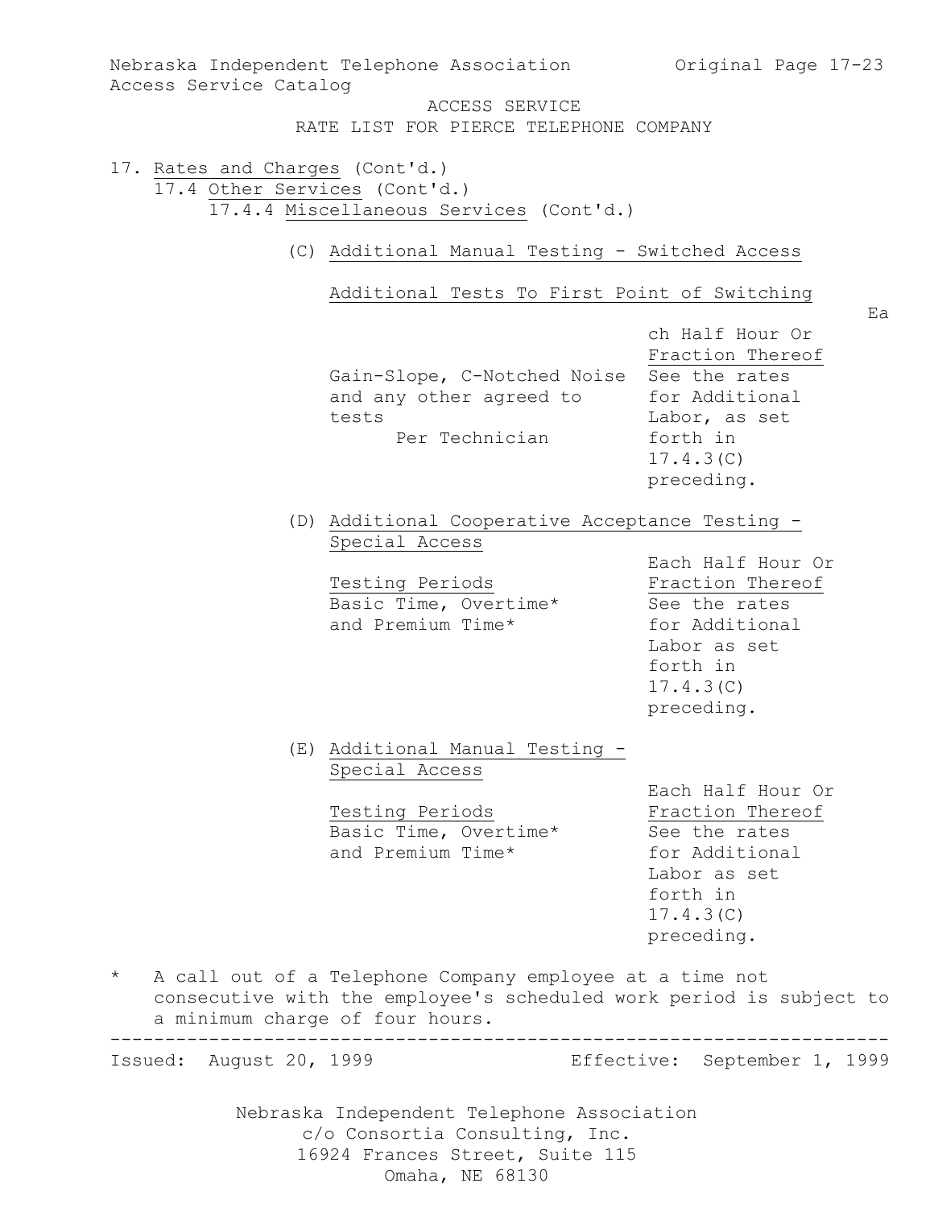17. Rates and Charges (Cont'd.)

17.4 Other Services (Cont'd.)

17.4.4 Miscellaneous Services (Cont'd.)

(C) Additional Manual Testing - Switched Access

Additional Tests To First Point of Switching

| | Each Half Hour Or Fraction Thereof |
|---|---|
| Gain-Slope, C-Notched Noise and any other agreed to tests Per Technician | See the rates for Additional Labor, as set forth in 17.4.3(C) preceding. |

(D) Additional Cooperative Acceptance Testing - Special Access

| Testing Periods | Each Half Hour Or Fraction Thereof |
|---|---|
| Basic Time, Overtime* and Premium Time* | See the rates for Additional Labor as set forth in 17.4.3(C) preceding. |

(E) Additional Manual Testing - Special Access

| Testing Periods | Each Half Hour Or Fraction Thereof |
|---|---|
| Basic Time, Overtime* and Premium Time* | See the rates for Additional Labor as set forth in 17.4.3(C) preceding. |

* A call out of a Telephone Company employee at a time not consecutive with the employee's scheduled work period is subject to a minimum charge of four hours.

Issued: August 20, 1999 Effective: September 1, 1999

Nebraska Independent Telephone Association
c/o Consortia Consulting, Inc.
16924 Frances Street, Suite 115
Omaha, NE 68130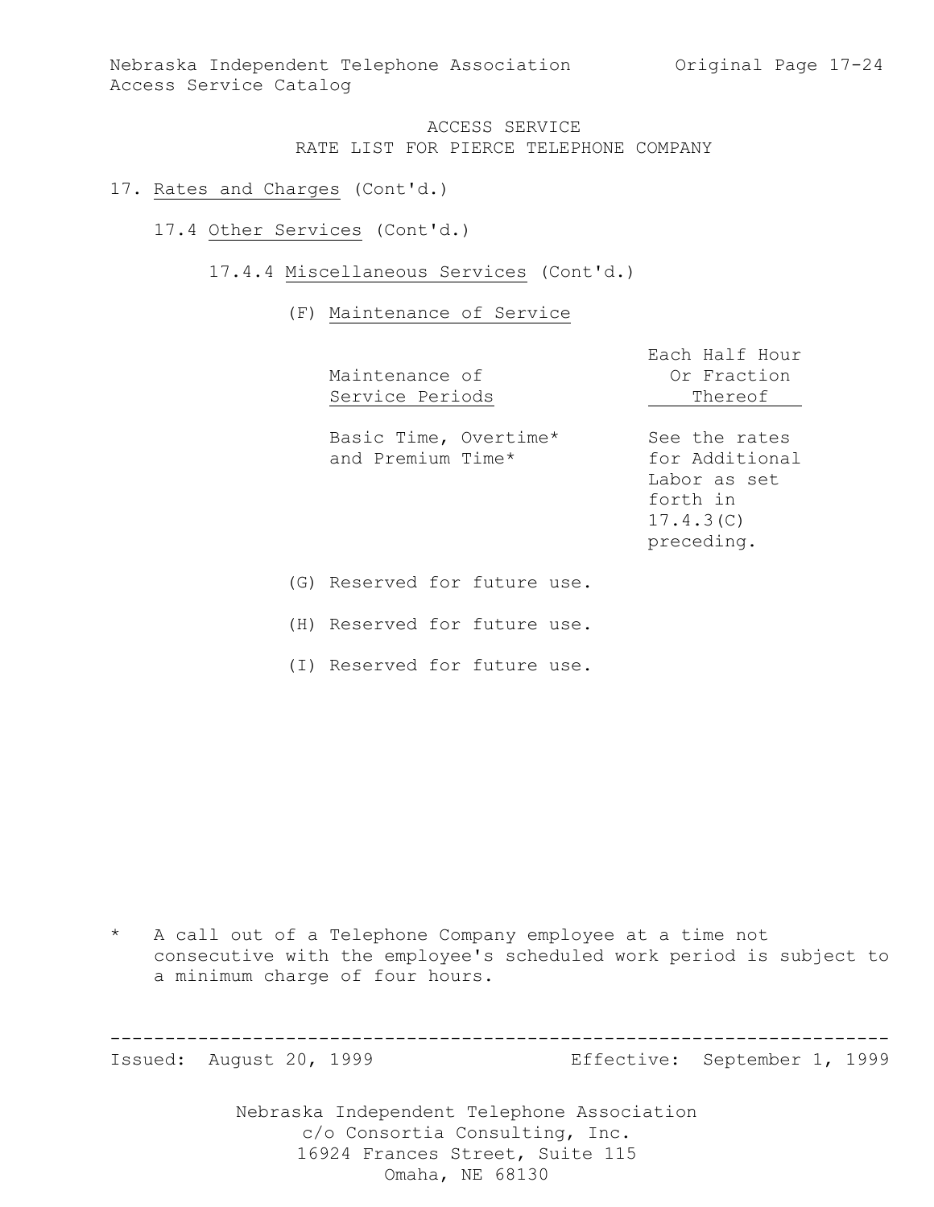## ACCESS SERVICE
## RATE LIST FOR PIERCE TELEPHONE COMPANY

17. Rates and Charges (Cont'd.)

17.4 Other Services (Cont'd.)

17.4.4 Miscellaneous Services (Cont'd.)

(F) Maintenance of Service

| Maintenance of Service Periods | Each Half Hour Or Fraction Thereof |
|---|---|
| Basic Time, Overtime* and Premium Time* | See the rates for Additional Labor as set forth in 17.4.3(C) preceding. |

(G) Reserved for future use.

(H) Reserved for future use.

(I) Reserved for future use.

\* A call out of a Telephone Company employee at a time not consecutive with the employee's scheduled work period is subject to a minimum charge of four hours.

Issued: August 20, 1999 Effective: September 1, 1999

Nebraska Independent Telephone Association
c/o Consortia Consulting, Inc.
16924 Frances Street, Suite 115
Omaha, NE 68130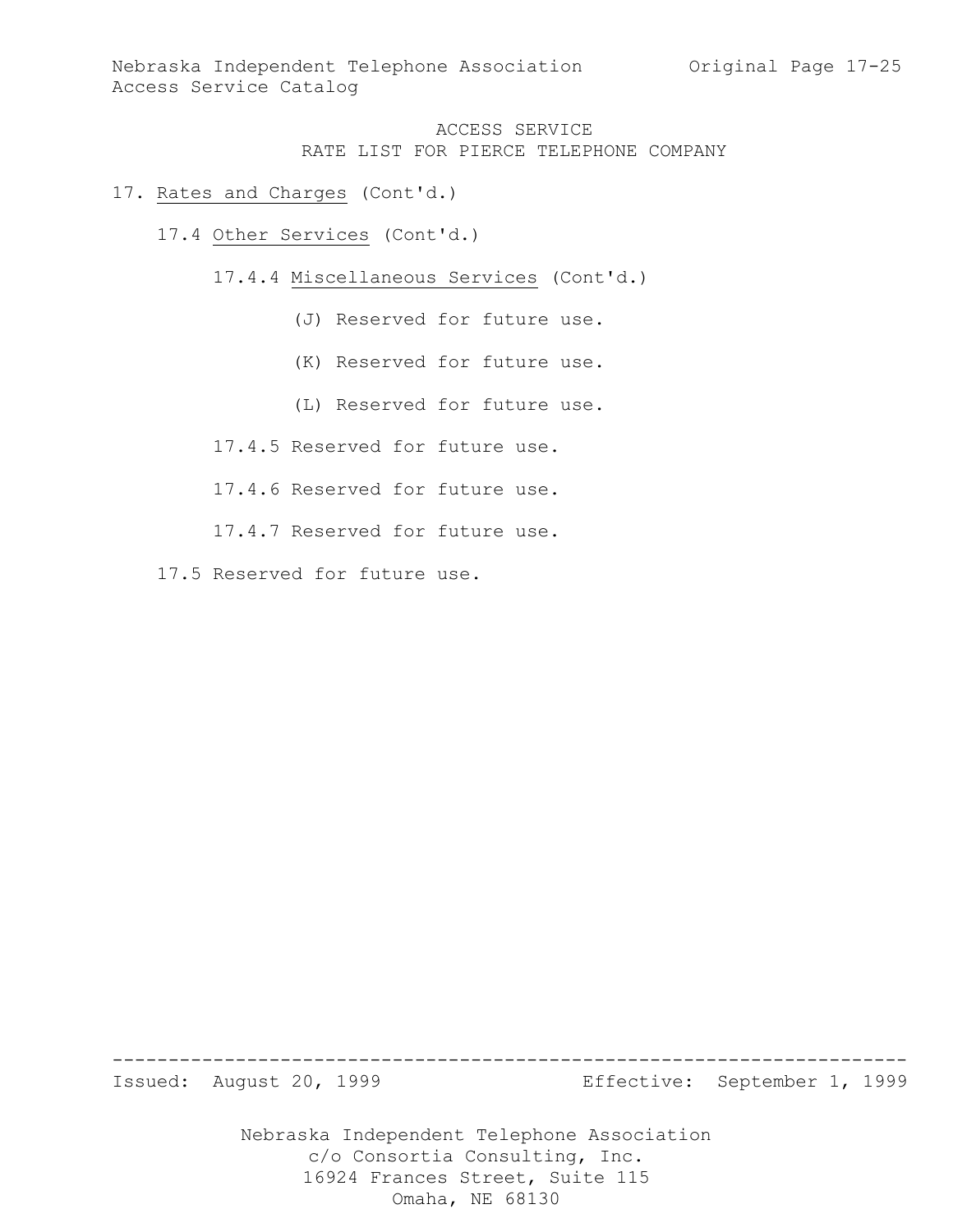ACCESS SERVICE
RATE LIST FOR PIERCE TELEPHONE COMPANY

17. Rates and Charges (Cont'd.)

17.4 Other Services (Cont'd.)

17.4.4 Miscellaneous Services (Cont'd.)

(J) Reserved for future use.

(K) Reserved for future use.

(L) Reserved for future use.

17.4.5 Reserved for future use.

17.4.6 Reserved for future use.

17.4.7 Reserved for future use.

17.5 Reserved for future use.

Issued: August 20, 1999 Effective: September 1, 1999

Nebraska Independent Telephone Association
c/o Consortia Consulting, Inc.
16924 Frances Street, Suite 115
Omaha, NE 68130